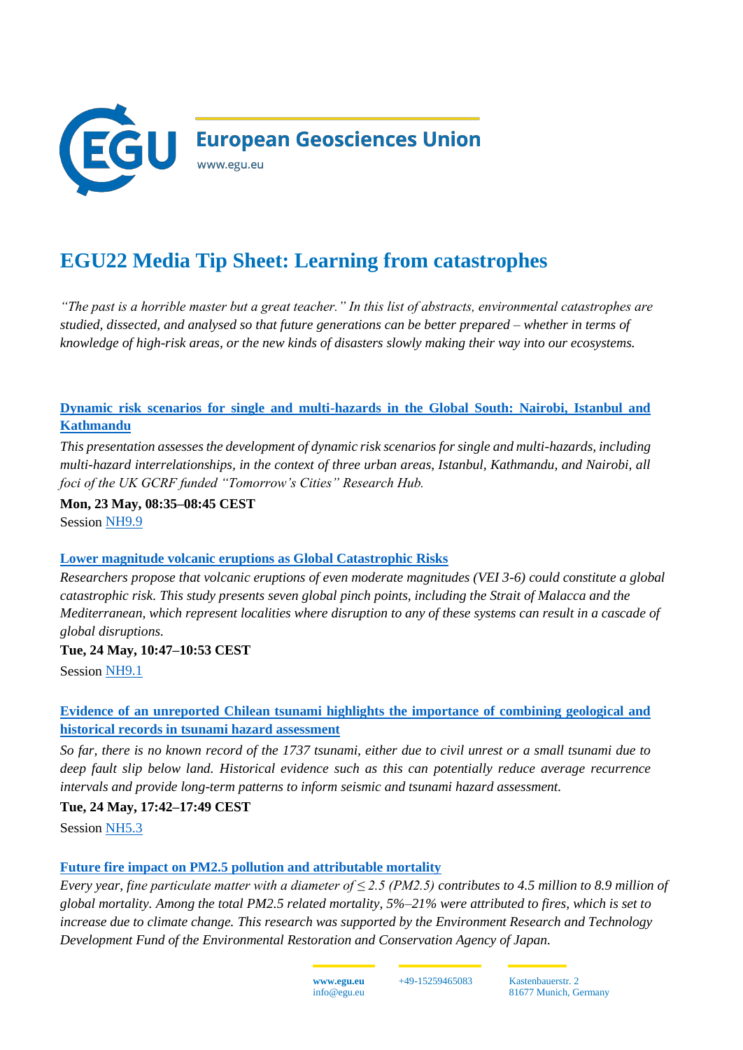# EGU22 Media Tip Sheet: Learning from catastrophes

*"The past is a horrible master but a great teacher." In this list of abstracts, environmental catastrophes are studied, dissected, and analysed so that future generations can be better prepared – whether in terms of knowledge of high-risk areas, or the new kinds of disasters slowly making their way into our ecosystems.*

### Dynamic risk scenarios for single and multi-hazards in the Global South: Nairobi, Istanbul and Kathmandu

*This presentation assesses the development of dynamic risk scenarios for single and multi-hazards, including multi-hazard interrelationships, in the context of three urban areas, Istanbul, Kathmandu, and Nairobi, all foci of the UK GCRF funded "Tomorrow's Cities" Research Hub.*

**Mon, 23 May, 08:35–08:45 CEST**
Session NH9.9

### Lower magnitude volcanic eruptions as Global Catastrophic Risks

*Researchers propose that volcanic eruptions of even moderate magnitudes (VEI 3-6) could constitute a global catastrophic risk. This study presents seven global pinch points, including the Strait of Malacca and the Mediterranean, which represent localities where disruption to any of these systems can result in a cascade of global disruptions.*

**Tue, 24 May, 10:47–10:53 CEST**
Session NH9.1

### Evidence of an unreported Chilean tsunami highlights the importance of combining geological and historical records in tsunami hazard assessment

*So far, there is no known record of the 1737 tsunami, either due to civil unrest or a small tsunami due to deep fault slip below land. Historical evidence such as this can potentially reduce average recurrence intervals and provide long-term patterns to inform seismic and tsunami hazard assessment.*

**Tue, 24 May, 17:42–17:49 CEST**
Session NH5.3

### Future fire impact on PM2.5 pollution and attributable mortality

*Every year, fine particulate matter with a diameter of ≤ 2.5 (PM2.5) contributes to 4.5 million to 8.9 million of global mortality. Among the total PM2.5 related mortality, 5%–21% were attributed to fires, which is set to increase due to climate change. This research was supported by the Environment Research and Technology Development Fund of the Environmental Restoration and Conservation Agency of Japan.*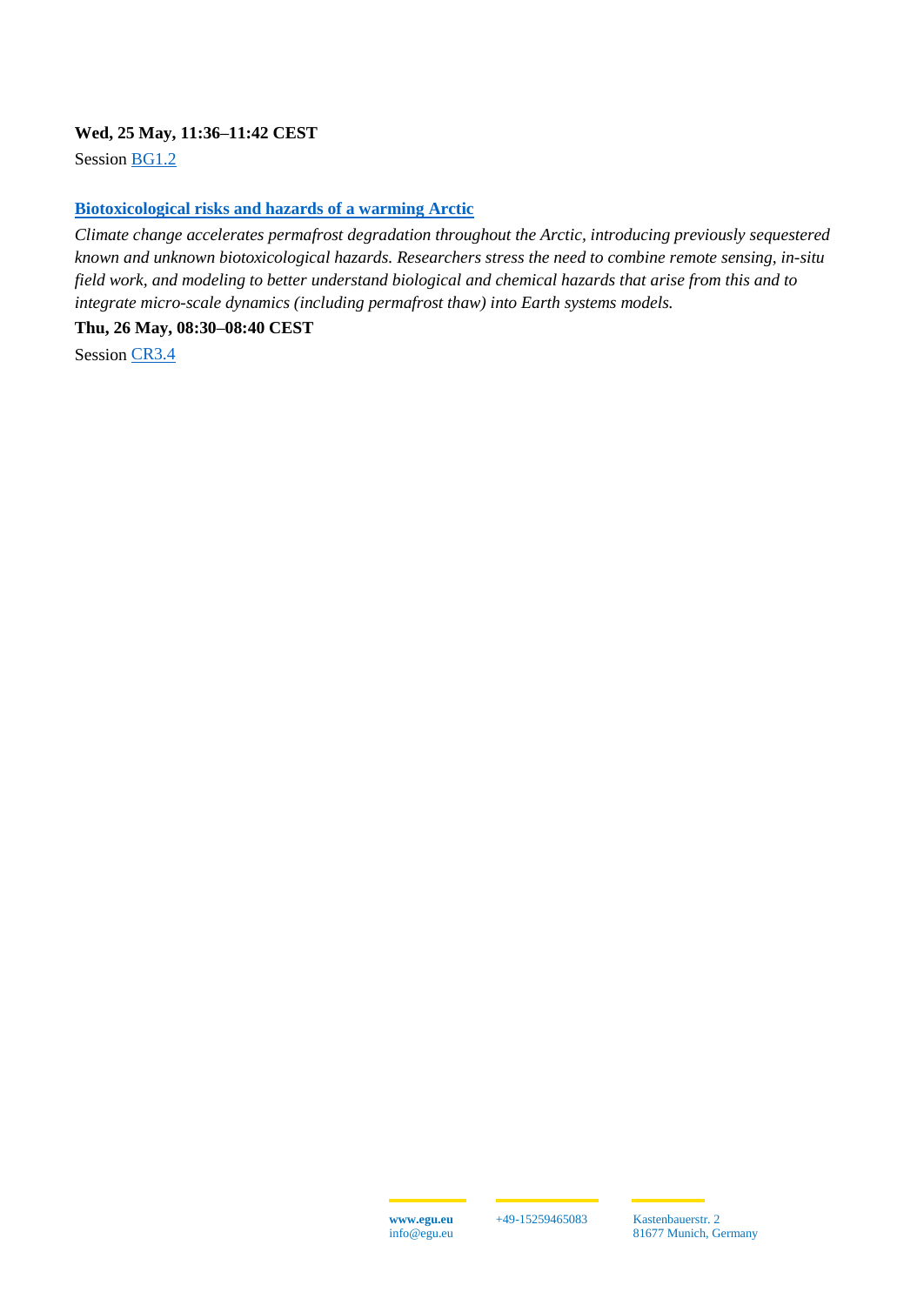**Wed, 25 May, 11:36–11:42 CEST**

Session BG1.2

### Biotoxicological risks and hazards of a warming Arctic

*Climate change accelerates permafrost degradation throughout the Arctic, introducing previously sequestered known and unknown biotoxicological hazards. Researchers stress the need to combine remote sensing, in-situ field work, and modeling to better understand biological and chemical hazards that arise from this and to integrate micro-scale dynamics (including permafrost thaw) into Earth systems models.*

**Thu, 26 May, 08:30–08:40 CEST**

Session CR3.4